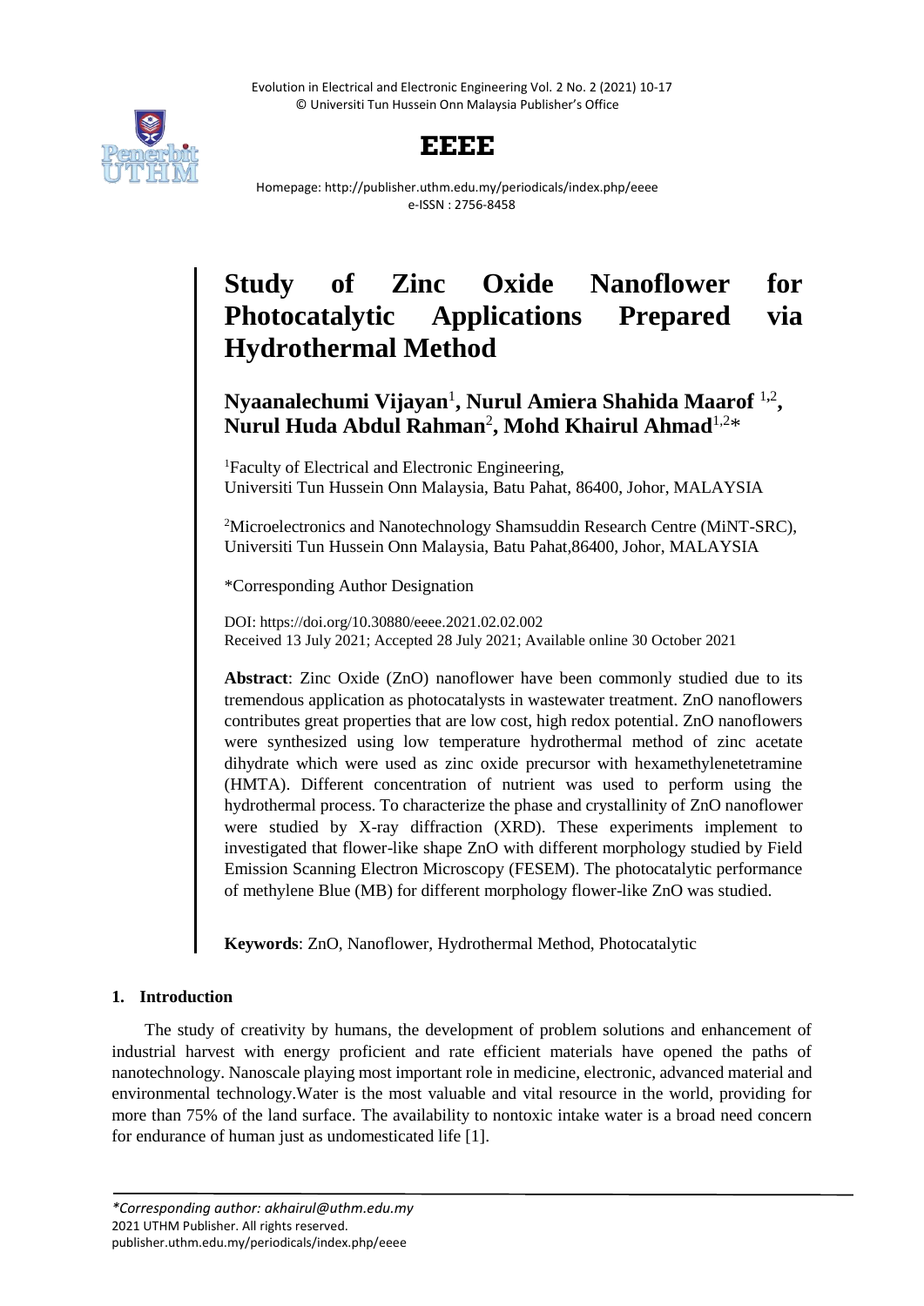# Study of Zinc Oxide Nanoflower for Photocatalytic Applications Prepared via Hydrothermal Method

**Nyaanalechumi Vijayan**[1], **Nurul Amiera Shahida Maarof** [1,2], **Nurul Huda Abdul Rahman**[2], **Mohd Khairul Ahmad**[1,2]*

[1]Faculty of Electrical and Electronic Engineering, Universiti Tun Hussein Onn Malaysia, Batu Pahat, 86400, Johor, MALAYSIA

[2]Microelectronics and Nanotechnology Shamsuddin Research Centre (MiNT-SRC), Universiti Tun Hussein Onn Malaysia, Batu Pahat,86400, Johor, MALAYSIA

*Corresponding Author Designation

DOI: https://doi.org/10.30880/eeee.2021.02.02.002
Received 13 July 2021; Accepted 28 July 2021; Available online 30 October 2021

**Abstract**: Zinc Oxide (ZnO) nanoflower have been commonly studied due to its tremendous application as photocatalysts in wastewater treatment. ZnO nanoflowers contributes great properties that are low cost, high redox potential. ZnO nanoflowers were synthesized using low temperature hydrothermal method of zinc acetate dihydrate which were used as zinc oxide precursor with hexamethylenetetramine (HMTA). Different concentration of nutrient was used to perform using the hydrothermal process. To characterize the phase and crystallinity of ZnO nanoflower were studied by X-ray diffraction (XRD). These experiments implement to investigated that flower-like shape ZnO with different morphology studied by Field Emission Scanning Electron Microscopy (FESEM). The photocatalytic performance of methylene Blue (MB) for different morphology flower-like ZnO was studied.

**Keywords**: ZnO, Nanoflower, Hydrothermal Method, Photocatalytic

## 1. Introduction

The study of creativity by humans, the development of problem solutions and enhancement of industrial harvest with energy proficient and rate efficient materials have opened the paths of nanotechnology. Nanoscale playing most important role in medicine, electronic, advanced material and environmental technology.Water is the most valuable and vital resource in the world, providing for more than 75% of the land surface. The availability to nontoxic intake water is a broad need concern for endurance of human just as undomesticated life [1].

*\*Corresponding author: akhairul@uthm.edu.my*
2021 UTHM Publisher. All rights reserved.
publisher.uthm.edu.my/periodicals/index.php/eeee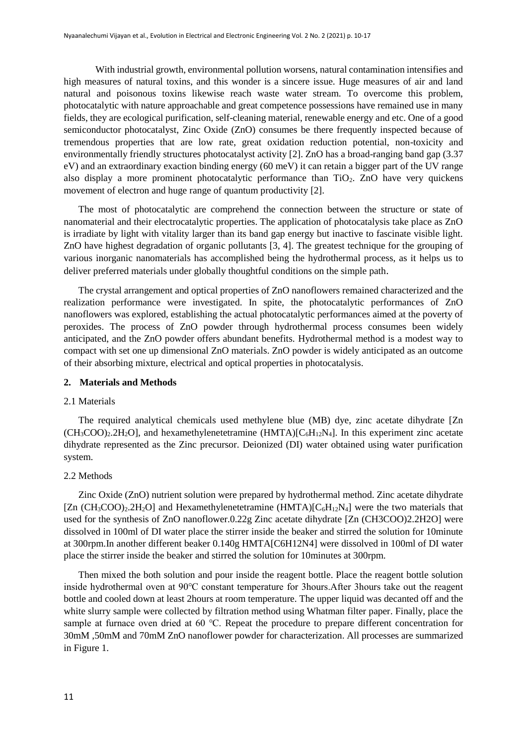With industrial growth, environmental pollution worsens, natural contamination intensifies and high measures of natural toxins, and this wonder is a sincere issue. Huge measures of air and land natural and poisonous toxins likewise reach waste water stream. To overcome this problem, photocatalytic with nature approachable and great competence possessions have remained use in many fields, they are ecological purification, self-cleaning material, renewable energy and etc. One of a good semiconductor photocatalyst, Zinc Oxide (ZnO) consumes be there frequently inspected because of tremendous properties that are low rate, great oxidation reduction potential, non-toxicity and environmentally friendly structures photocatalyst activity [2]. ZnO has a broad-ranging band gap (3.37 eV) and an extraordinary exaction binding energy (60 meV) it can retain a bigger part of the UV range also display a more prominent photocatalytic performance than $TiO_2$. ZnO have very quickens movement of electron and huge range of quantum productivity [2].

The most of photocatalytic are comprehend the connection between the structure or state of nanomaterial and their electrocatalytic properties. The application of photocatalysis take place as ZnO is irradiate by light with vitality larger than its band gap energy but inactive to fascinate visible light. ZnO have highest degradation of organic pollutants [3, 4]. The greatest technique for the grouping of various inorganic nanomaterials has accomplished being the hydrothermal process, as it helps us to deliver preferred materials under globally thoughtful conditions on the simple path.

The crystal arrangement and optical properties of ZnO nanoflowers remained characterized and the realization performance were investigated. In spite, the photocatalytic performances of ZnO nanoflowers was explored, establishing the actual photocatalytic performances aimed at the poverty of peroxides. The process of ZnO powder through hydrothermal process consumes been widely anticipated, and the ZnO powder offers abundant benefits. Hydrothermal method is a modest way to compact with set one up dimensional ZnO materials. ZnO powder is widely anticipated as an outcome of their absorbing mixture, electrical and optical properties in photocatalysis.

## 2. Materials and Methods

### 2.1 Materials

The required analytical chemicals used methylene blue (MB) dye, zinc acetate dihydrate [$Zn(CH_3COO)_2.2H_2O$], and hexamethylenetetramine (HMTA)[$C_6H_{12}N_4$]. In this experiment zinc acetate dihydrate represented as the Zinc precursor. Deionized (DI) water obtained using water purification system.

### 2.2 Methods

Zinc Oxide (ZnO) nutrient solution were prepared by hydrothermal method. Zinc acetate dihydrate [$Zn(CH_3COO)_2.2H_2O$] and Hexamethylenetetramine (HMTA)[$C_6H_{12}N_4$] were the two materials that used for the synthesis of ZnO nanoflower.0.22g Zinc acetate dihydrate [Zn (CH3COO)2.2H2O] were dissolved in 100ml of DI water place the stirrer inside the beaker and stirred the solution for 10minute at 300rpm.In another different beaker 0.140g HMTA[C6H12N4] were dissolved in 100ml of DI water place the stirrer inside the beaker and stirred the solution for 10minutes at 300rpm.

Then mixed the both solution and pour inside the reagent bottle. Place the reagent bottle solution inside hydrothermal oven at 90℃ constant temperature for 3hours.After 3hours take out the reagent bottle and cooled down at least 2hours at room temperature. The upper liquid was decanted off and the white slurry sample were collected by filtration method using Whatman filter paper. Finally, place the sample at furnace oven dried at 60 ℃. Repeat the procedure to prepare different concentration for 30mM ,50mM and 70mM ZnO nanoflower powder for characterization. All processes are summarized in Figure 1.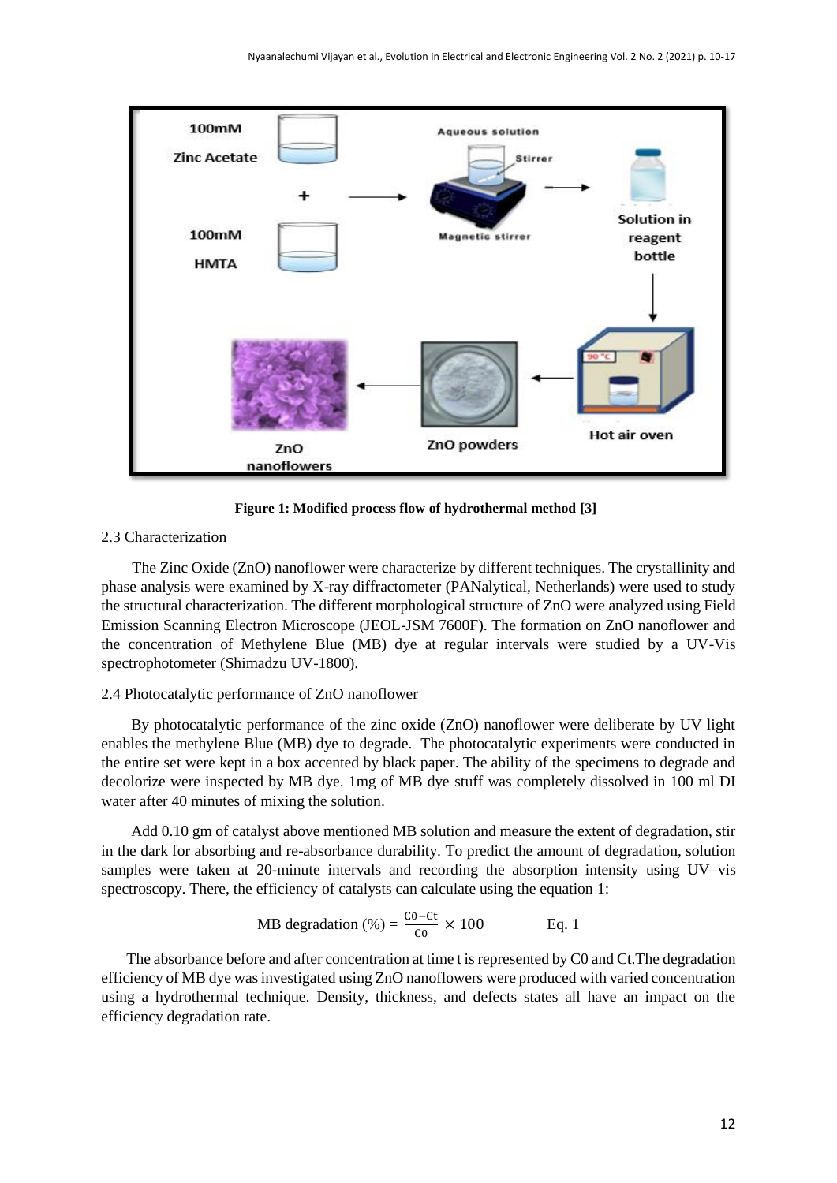**Figure 1: Modified process flow of hydrothermal method [3]**

2.3 Characterization

The Zinc Oxide (ZnO) nanoflower were characterize by different techniques. The crystallinity and phase analysis were examined by X-ray diffractometer (PANalytical, Netherlands) were used to study the structural characterization. The different morphological structure of ZnO were analyzed using Field Emission Scanning Electron Microscope (JEOL-JSM 7600F). The formation on ZnO nanoflower and the concentration of Methylene Blue (MB) dye at regular intervals were studied by a UV-Vis spectrophotometer (Shimadzu UV-1800).

2.4 Photocatalytic performance of ZnO nanoflower

By photocatalytic performance of the zinc oxide (ZnO) nanoflower were deliberate by UV light enables the methylene Blue (MB) dye to degrade. The photocatalytic experiments were conducted in the entire set were kept in a box accented by black paper. The ability of the specimens to degrade and decolorize were inspected by MB dye. 1mg of MB dye stuff was completely dissolved in 100 ml DI water after 40 minutes of mixing the solution.

Add 0.10 gm of catalyst above mentioned MB solution and measure the extent of degradation, stir in the dark for absorbing and re-absorbance durability. To predict the amount of degradation, solution samples were taken at 20-minute intervals and recording the absorption intensity using UV–vis spectroscopy. There, the efficiency of catalysts can calculate using the equation 1:

$$\text{MB degradation (\%)} = \frac{C0 - Ct}{C0} \times 100 \qquad \text{Eq. 1}$$

The absorbance before and after concentration at time t is represented by C0 and Ct.The degradation efficiency of MB dye was investigated using ZnO nanoflowers were produced with varied concentration using a hydrothermal technique. Density, thickness, and defects states all have an impact on the efficiency degradation rate.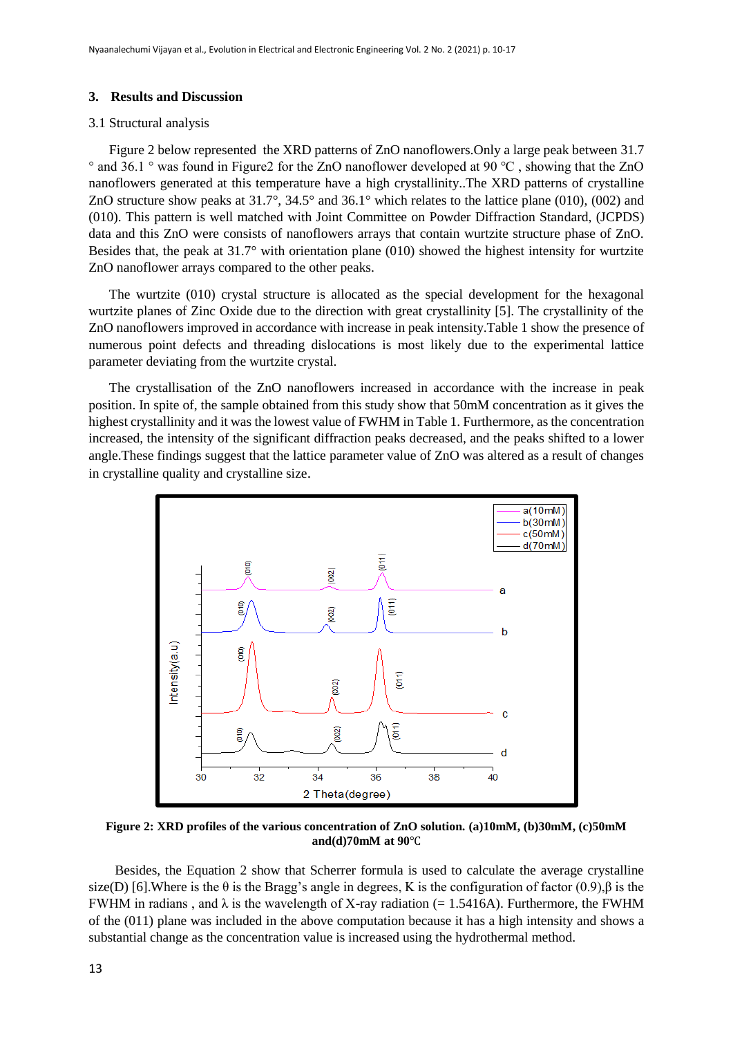## 3. Results and Discussion

3.1 Structural analysis

Figure 2 below represented the XRD patterns of ZnO nanoflowers.Only a large peak between 31.7 ° and 36.1 ° was found in Figure2 for the ZnO nanoflower developed at 90 °C , showing that the ZnO nanoflowers generated at this temperature have a high crystallinity..The XRD patterns of crystalline ZnO structure show peaks at 31.7°, 34.5° and 36.1° which relates to the lattice plane (010), (002) and (010). This pattern is well matched with Joint Committee on Powder Diffraction Standard, (JCPDS) data and this ZnO were consists of nanoflowers arrays that contain wurtzite structure phase of ZnO. Besides that, the peak at 31.7° with orientation plane (010) showed the highest intensity for wurtzite ZnO nanoflower arrays compared to the other peaks.

The wurtzite (010) crystal structure is allocated as the special development for the hexagonal wurtzite planes of Zinc Oxide due to the direction with great crystallinity [5]. The crystallinity of the ZnO nanoflowers improved in accordance with increase in peak intensity.Table 1 show the presence of numerous point defects and threading dislocations is most likely due to the experimental lattice parameter deviating from the wurtzite crystal.

The crystallisation of the ZnO nanoflowers increased in accordance with the increase in peak position. In spite of, the sample obtained from this study show that 50mM concentration as it gives the highest crystallinity and it was the lowest value of FWHM in Table 1. Furthermore, as the concentration increased, the intensity of the significant diffraction peaks decreased, and the peaks shifted to a lower angle.These findings suggest that the lattice parameter value of ZnO was altered as a result of changes in crystalline quality and crystalline size.

**Figure 2: XRD profiles of the various concentration of ZnO solution. (a)10mM, (b)30mM, (c)50mM and(d)70mM at 90℃**

Besides, the Equation 2 show that Scherrer formula is used to calculate the average crystalline size(D) [6].Where is the θ is the Bragg's angle in degrees, K is the configuration of factor (0.9),β is the FWHM in radians , and λ is the wavelength of X-ray radiation (= 1.5416A). Furthermore, the FWHM of the (011) plane was included in the above computation because it has a high intensity and shows a substantial change as the concentration value is increased using the hydrothermal method.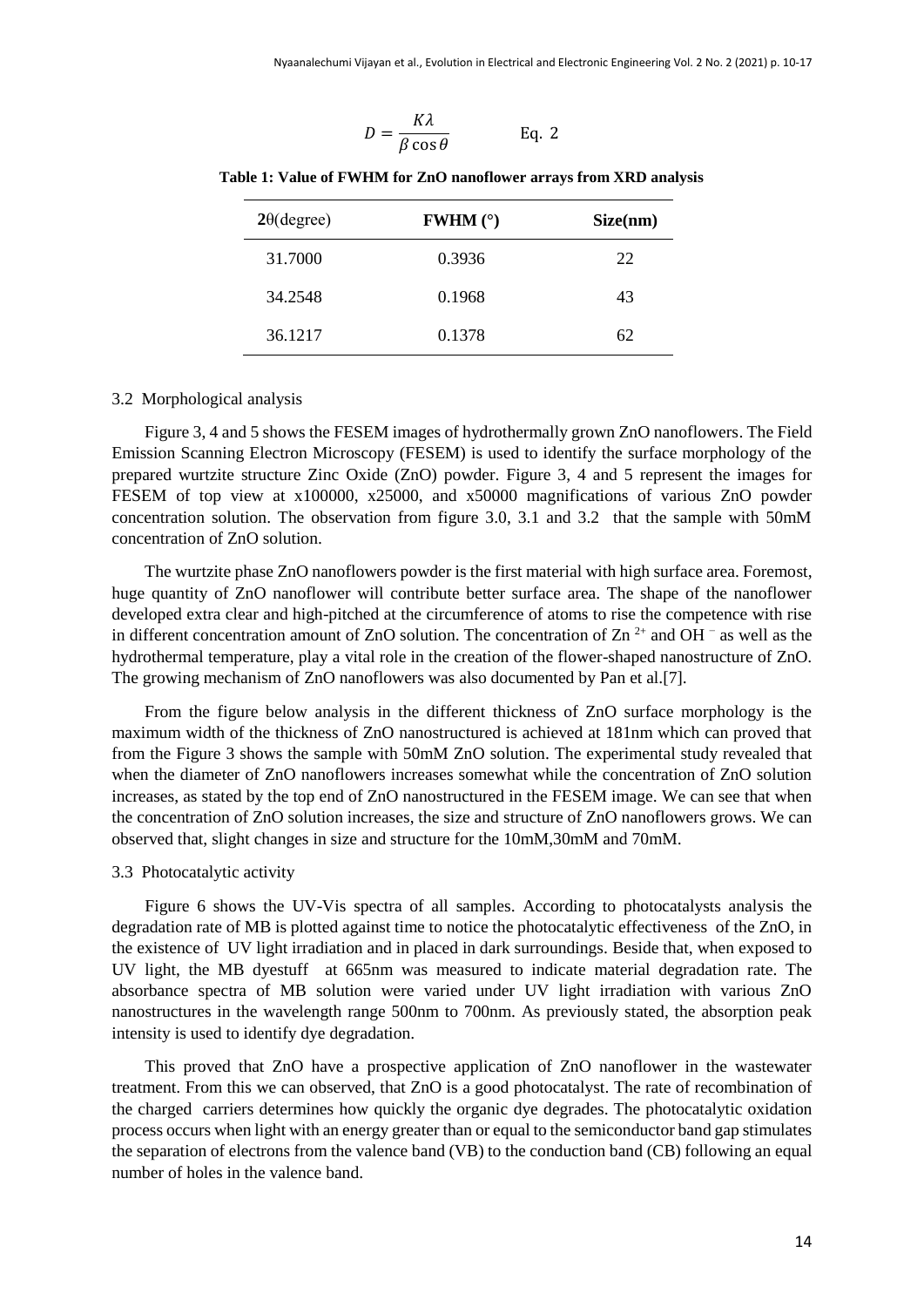$$D = \frac{K\lambda}{\beta \cos\theta} \qquad \text{Eq. 2}$$

**Table 1: Value of FWHM for ZnO nanoflower arrays from XRD analysis**

| **2θ**(degree) | **FWHM (°)** | **Size(nm)** |
|---|---|---|
| 31.7000 | 0.3936 | 22 |
| 34.2548 | 0.1968 | 43 |
| 36.1217 | 0.1378 | 62 |

### 3.2 Morphological analysis

Figure 3, 4 and 5 shows the FESEM images of hydrothermally grown ZnO nanoflowers. The Field Emission Scanning Electron Microscopy (FESEM) is used to identify the surface morphology of the prepared wurtzite structure Zinc Oxide (ZnO) powder. Figure 3, 4 and 5 represent the images for FESEM of top view at x100000, x25000, and x50000 magnifications of various ZnO powder concentration solution. The observation from figure 3.0, 3.1 and 3.2 that the sample with 50mM concentration of ZnO solution.

The wurtzite phase ZnO nanoflowers powder is the first material with high surface area. Foremost, huge quantity of ZnO nanoflower will contribute better surface area. The shape of the nanoflower developed extra clear and high-pitched at the circumference of atoms to rise the competence with rise in different concentration amount of ZnO solution. The concentration of $Zn^{2+}$ and $OH^{-}$ as well as the hydrothermal temperature, play a vital role in the creation of the flower-shaped nanostructure of ZnO. The growing mechanism of ZnO nanoflowers was also documented by Pan et al.[7].

From the figure below analysis in the different thickness of ZnO surface morphology is the maximum width of the thickness of ZnO nanostructured is achieved at 181nm which can proved that from the Figure 3 shows the sample with 50mM ZnO solution. The experimental study revealed that when the diameter of ZnO nanoflowers increases somewhat while the concentration of ZnO solution increases, as stated by the top end of ZnO nanostructured in the FESEM image. We can see that when the concentration of ZnO solution increases, the size and structure of ZnO nanoflowers grows. We can observed that, slight changes in size and structure for the 10mM,30mM and 70mM.

### 3.3 Photocatalytic activity

Figure 6 shows the UV-Vis spectra of all samples. According to photocatalysts analysis the degradation rate of MB is plotted against time to notice the photocatalytic effectiveness of the ZnO, in the existence of UV light irradiation and in placed in dark surroundings. Beside that, when exposed to UV light, the MB dyestuff at 665nm was measured to indicate material degradation rate. The absorbance spectra of MB solution were varied under UV light irradiation with various ZnO nanostructures in the wavelength range 500nm to 700nm. As previously stated, the absorption peak intensity is used to identify dye degradation.

This proved that ZnO have a prospective application of ZnO nanoflower in the wastewater treatment. From this we can observed, that ZnO is a good photocatalyst. The rate of recombination of the charged carriers determines how quickly the organic dye degrades. The photocatalytic oxidation process occurs when light with an energy greater than or equal to the semiconductor band gap stimulates the separation of electrons from the valence band (VB) to the conduction band (CB) following an equal number of holes in the valence band.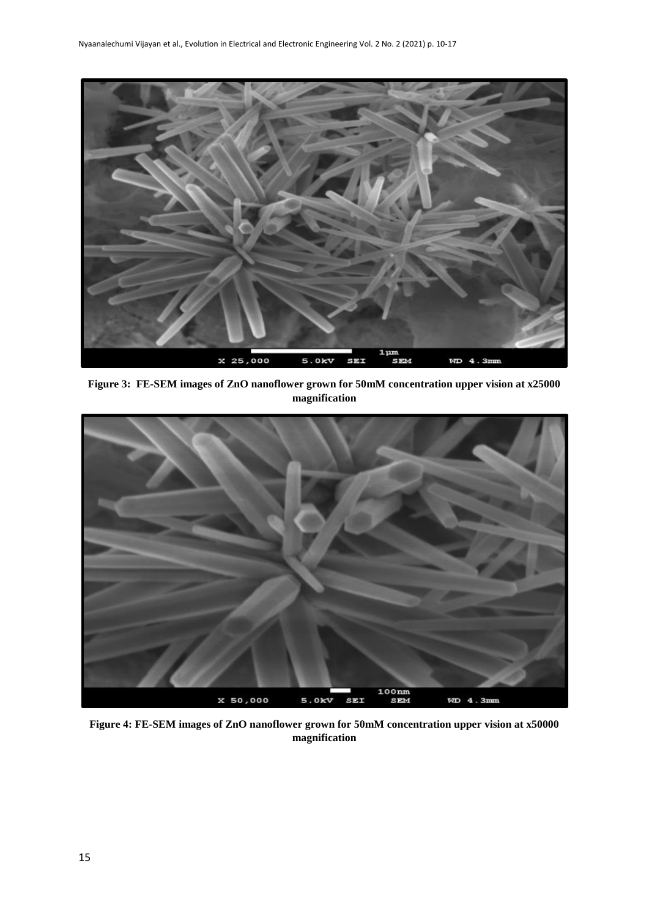**Figure 3: FE-SEM images of ZnO nanoflower grown for 50mM concentration upper vision at x25000 magnification**

**Figure 4: FE-SEM images of ZnO nanoflower grown for 50mM concentration upper vision at x50000 magnification**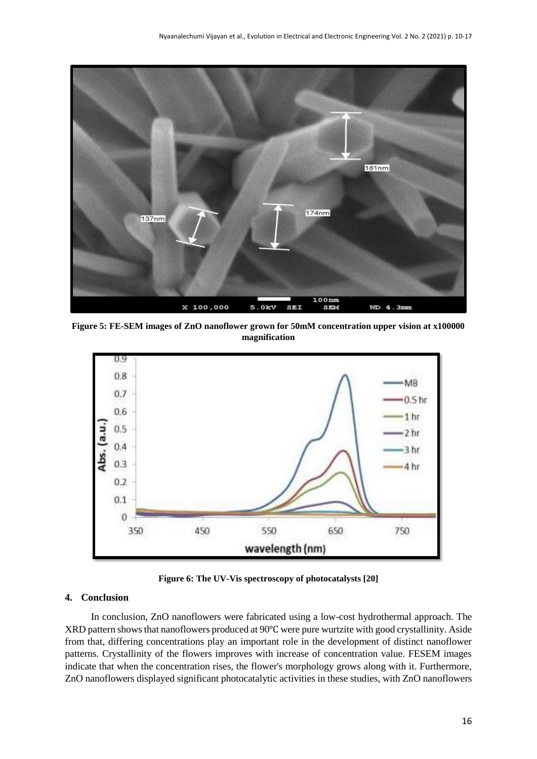**Figure 5: FE-SEM images of ZnO nanoflower grown for 50mM concentration upper vision at x100000 magnification**

**Figure 6: The UV-Vis spectroscopy of photocatalysts [20]**

## 4. Conclusion

In conclusion, ZnO nanoflowers were fabricated using a low-cost hydrothermal approach. The XRD pattern shows that nanoflowers produced at 90℃ were pure wurtzite with good crystallinity. Aside from that, differing concentrations play an important role in the development of distinct nanoflower patterns. Crystallinity of the flowers improves with increase of concentration value. FESEM images indicate that when the concentration rises, the flower's morphology grows along with it. Furthermore, ZnO nanoflowers displayed significant photocatalytic activities in these studies, with ZnO nanoflowers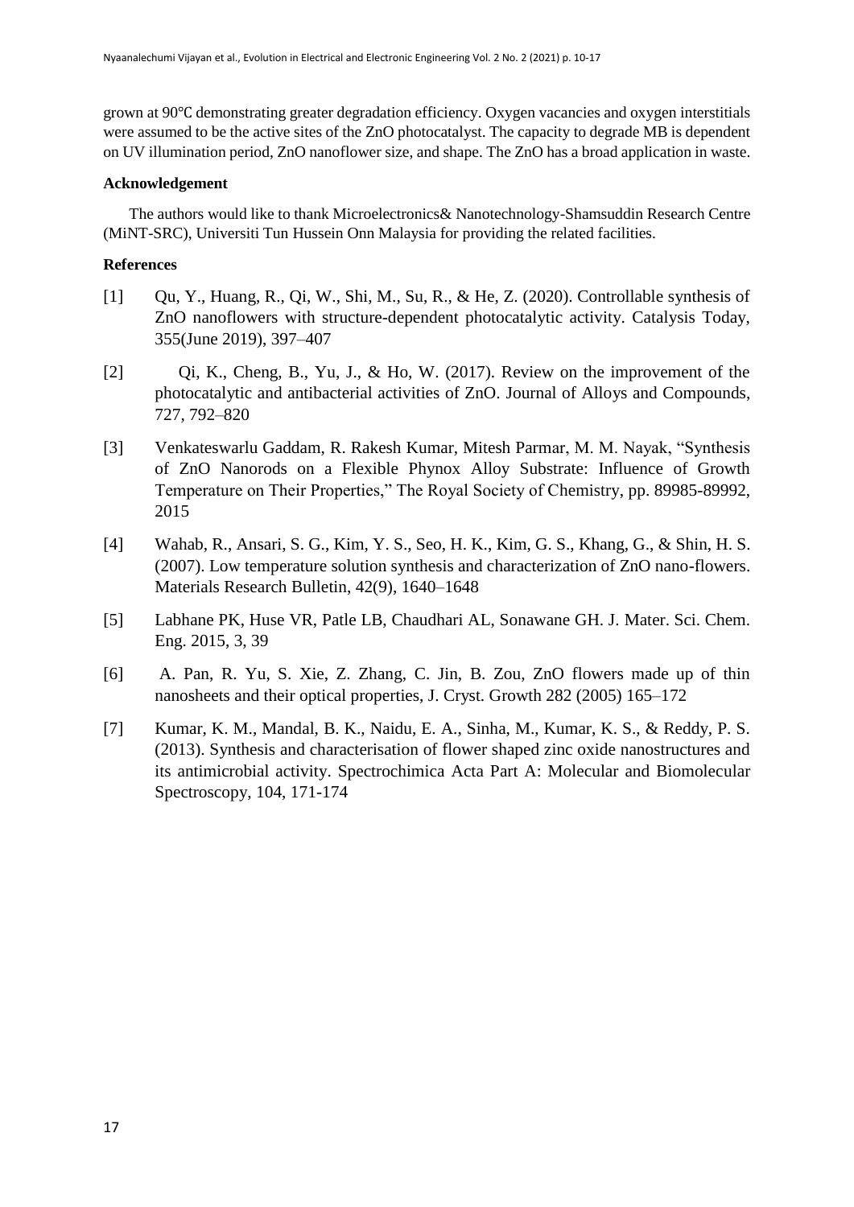grown at 90℃ demonstrating greater degradation efficiency. Oxygen vacancies and oxygen interstitials were assumed to be the active sites of the ZnO photocatalyst. The capacity to degrade MB is dependent on UV illumination period, ZnO nanoflower size, and shape. The ZnO has a broad application in waste.

**Acknowledgement**

The authors would like to thank Microelectronics& Nanotechnology-Shamsuddin Research Centre (MiNT-SRC), Universiti Tun Hussein Onn Malaysia for providing the related facilities.

**References**

[1] Qu, Y., Huang, R., Qi, W., Shi, M., Su, R., & He, Z. (2020). Controllable synthesis of ZnO nanoflowers with structure-dependent photocatalytic activity. Catalysis Today, 355(June 2019), 397–407

[2] Qi, K., Cheng, B., Yu, J., & Ho, W. (2017). Review on the improvement of the photocatalytic and antibacterial activities of ZnO. Journal of Alloys and Compounds, 727, 792–820

[3] Venkateswarlu Gaddam, R. Rakesh Kumar, Mitesh Parmar, M. M. Nayak, "Synthesis of ZnO Nanorods on a Flexible Phynox Alloy Substrate: Influence of Growth Temperature on Their Properties," The Royal Society of Chemistry, pp. 89985-89992, 2015

[4] Wahab, R., Ansari, S. G., Kim, Y. S., Seo, H. K., Kim, G. S., Khang, G., & Shin, H. S. (2007). Low temperature solution synthesis and characterization of ZnO nano-flowers. Materials Research Bulletin, 42(9), 1640–1648

[5] Labhane PK, Huse VR, Patle LB, Chaudhari AL, Sonawane GH. J. Mater. Sci. Chem. Eng. 2015, 3, 39

[6] A. Pan, R. Yu, S. Xie, Z. Zhang, C. Jin, B. Zou, ZnO flowers made up of thin nanosheets and their optical properties, J. Cryst. Growth 282 (2005) 165–172

[7] Kumar, K. M., Mandal, B. K., Naidu, E. A., Sinha, M., Kumar, K. S., & Reddy, P. S. (2013). Synthesis and characterisation of flower shaped zinc oxide nanostructures and its antimicrobial activity. Spectrochimica Acta Part A: Molecular and Biomolecular Spectroscopy, 104, 171-174